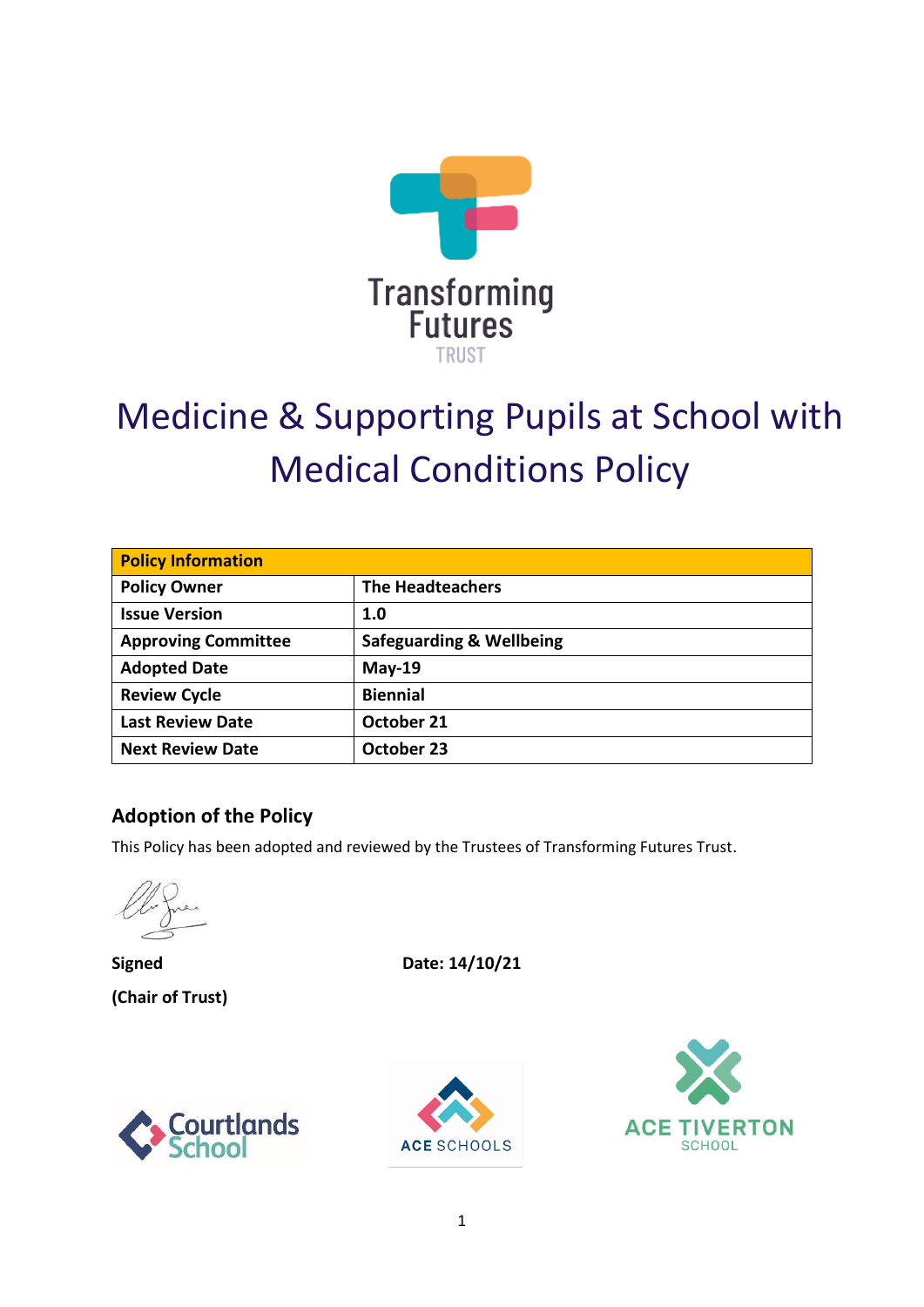Transforming Futures TRUST

# Medicine & Supporting Pupils at School with Medical Conditions Policy

| Policy Information | |
|---|---|
| **Policy Owner** | **The Headteachers** |
| **Issue Version** | **1.0** |
| **Approving Committee** | **Safeguarding & Wellbeing** |
| **Adopted Date** | **May-19** |
| **Review Cycle** | **Biennial** |
| **Last Review Date** | **October 21** |
| **Next Review Date** | **October 23** |

## Adoption of the Policy

This Policy has been adopted and reviewed by the Trustees of Transforming Futures Trust.

**Signed** **Date: 14/10/21**

**(Chair of Trust)**

Courtlands School ACE SCHOOLS ACE TIVERTON SCHOOL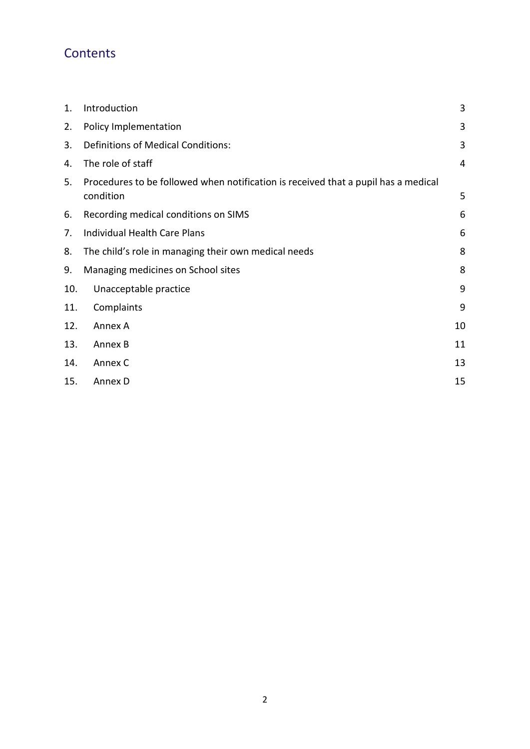## Contents

| | | |
|---|---|---|
| 1. | Introduction | 3 |
| 2. | Policy Implementation | 3 |
| 3. | Definitions of Medical Conditions: | 3 |
| 4. | The role of staff | 4 |
| 5. | Procedures to be followed when notification is received that a pupil has a medical condition | 5 |
| 6. | Recording medical conditions on SIMS | 6 |
| 7. | Individual Health Care Plans | 6 |
| 8. | The child's role in managing their own medical needs | 8 |
| 9. | Managing medicines on School sites | 8 |
| 10. | Unacceptable practice | 9 |
| 11. | Complaints | 9 |
| 12. | Annex A | 10 |
| 13. | Annex B | 11 |
| 14. | Annex C | 13 |
| 15. | Annex D | 15 |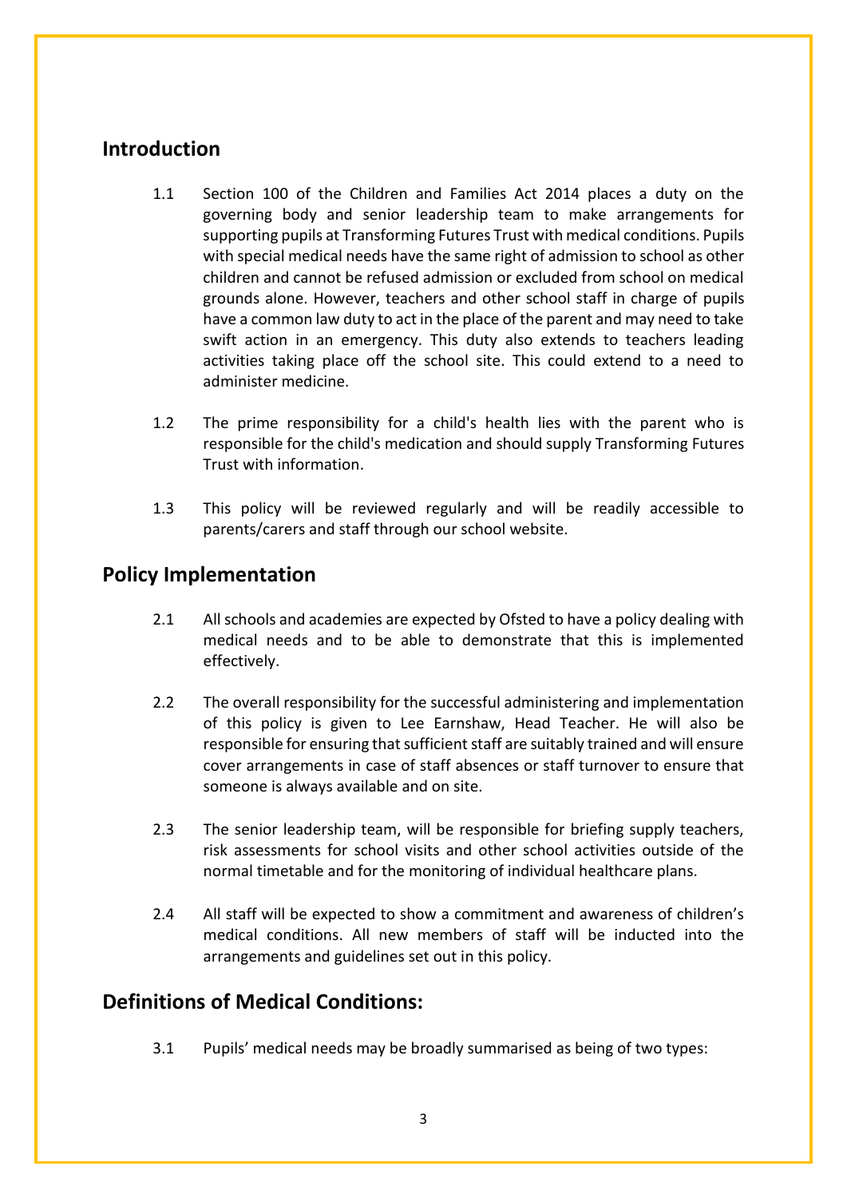## Introduction

1.1 Section 100 of the Children and Families Act 2014 places a duty on the governing body and senior leadership team to make arrangements for supporting pupils at Transforming Futures Trust with medical conditions. Pupils with special medical needs have the same right of admission to school as other children and cannot be refused admission or excluded from school on medical grounds alone. However, teachers and other school staff in charge of pupils have a common law duty to act in the place of the parent and may need to take swift action in an emergency. This duty also extends to teachers leading activities taking place off the school site. This could extend to a need to administer medicine.

1.2 The prime responsibility for a child's health lies with the parent who is responsible for the child's medication and should supply Transforming Futures Trust with information.

1.3 This policy will be reviewed regularly and will be readily accessible to parents/carers and staff through our school website.

## Policy Implementation

2.1 All schools and academies are expected by Ofsted to have a policy dealing with medical needs and to be able to demonstrate that this is implemented effectively.

2.2 The overall responsibility for the successful administering and implementation of this policy is given to Lee Earnshaw, Head Teacher. He will also be responsible for ensuring that sufficient staff are suitably trained and will ensure cover arrangements in case of staff absences or staff turnover to ensure that someone is always available and on site.

2.3 The senior leadership team, will be responsible for briefing supply teachers, risk assessments for school visits and other school activities outside of the normal timetable and for the monitoring of individual healthcare plans.

2.4 All staff will be expected to show a commitment and awareness of children's medical conditions. All new members of staff will be inducted into the arrangements and guidelines set out in this policy.

## Definitions of Medical Conditions:

3.1 Pupils' medical needs may be broadly summarised as being of two types: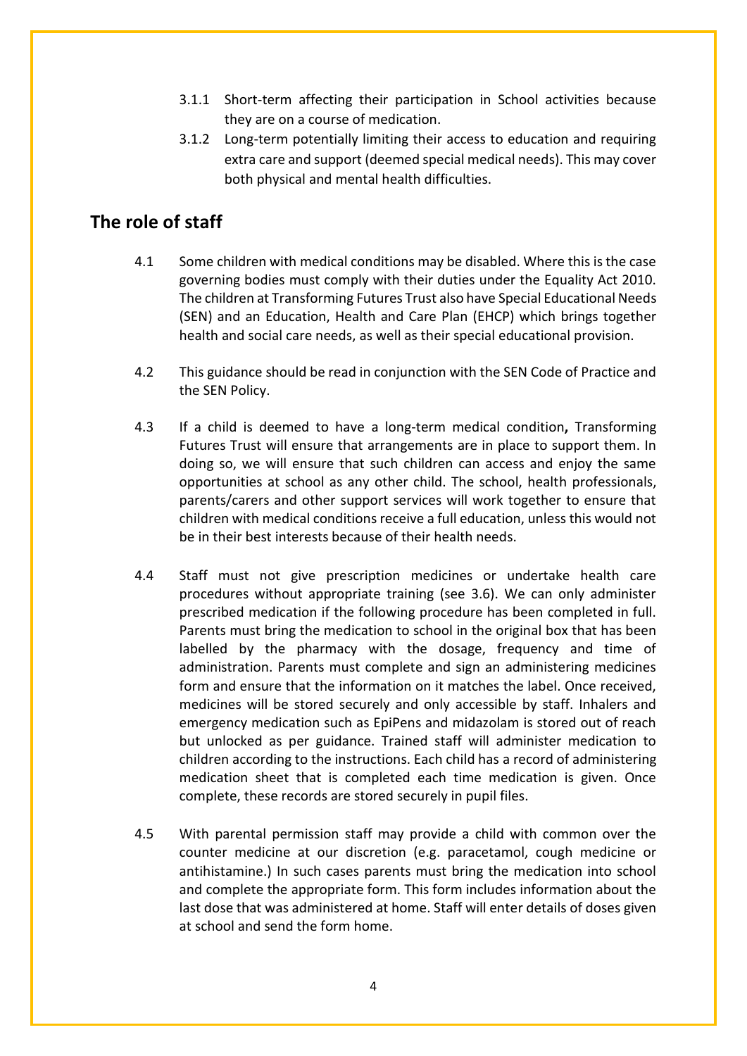3.1.1 Short-term affecting their participation in School activities because they are on a course of medication.

3.1.2 Long-term potentially limiting their access to education and requiring extra care and support (deemed special medical needs). This may cover both physical and mental health difficulties.

## The role of staff

4.1 Some children with medical conditions may be disabled. Where this is the case governing bodies must comply with their duties under the Equality Act 2010. The children at Transforming Futures Trust also have Special Educational Needs (SEN) and an Education, Health and Care Plan (EHCP) which brings together health and social care needs, as well as their special educational provision.

4.2 This guidance should be read in conjunction with the SEN Code of Practice and the SEN Policy.

4.3 If a child is deemed to have a long-term medical condition**,** Transforming Futures Trust will ensure that arrangements are in place to support them. In doing so, we will ensure that such children can access and enjoy the same opportunities at school as any other child. The school, health professionals, parents/carers and other support services will work together to ensure that children with medical conditions receive a full education, unless this would not be in their best interests because of their health needs.

4.4 Staff must not give prescription medicines or undertake health care procedures without appropriate training (see 3.6). We can only administer prescribed medication if the following procedure has been completed in full. Parents must bring the medication to school in the original box that has been labelled by the pharmacy with the dosage, frequency and time of administration. Parents must complete and sign an administering medicines form and ensure that the information on it matches the label. Once received, medicines will be stored securely and only accessible by staff. Inhalers and emergency medication such as EpiPens and midazolam is stored out of reach but unlocked as per guidance. Trained staff will administer medication to children according to the instructions. Each child has a record of administering medication sheet that is completed each time medication is given. Once complete, these records are stored securely in pupil files.

4.5 With parental permission staff may provide a child with common over the counter medicine at our discretion (e.g. paracetamol, cough medicine or antihistamine.) In such cases parents must bring the medication into school and complete the appropriate form. This form includes information about the last dose that was administered at home. Staff will enter details of doses given at school and send the form home.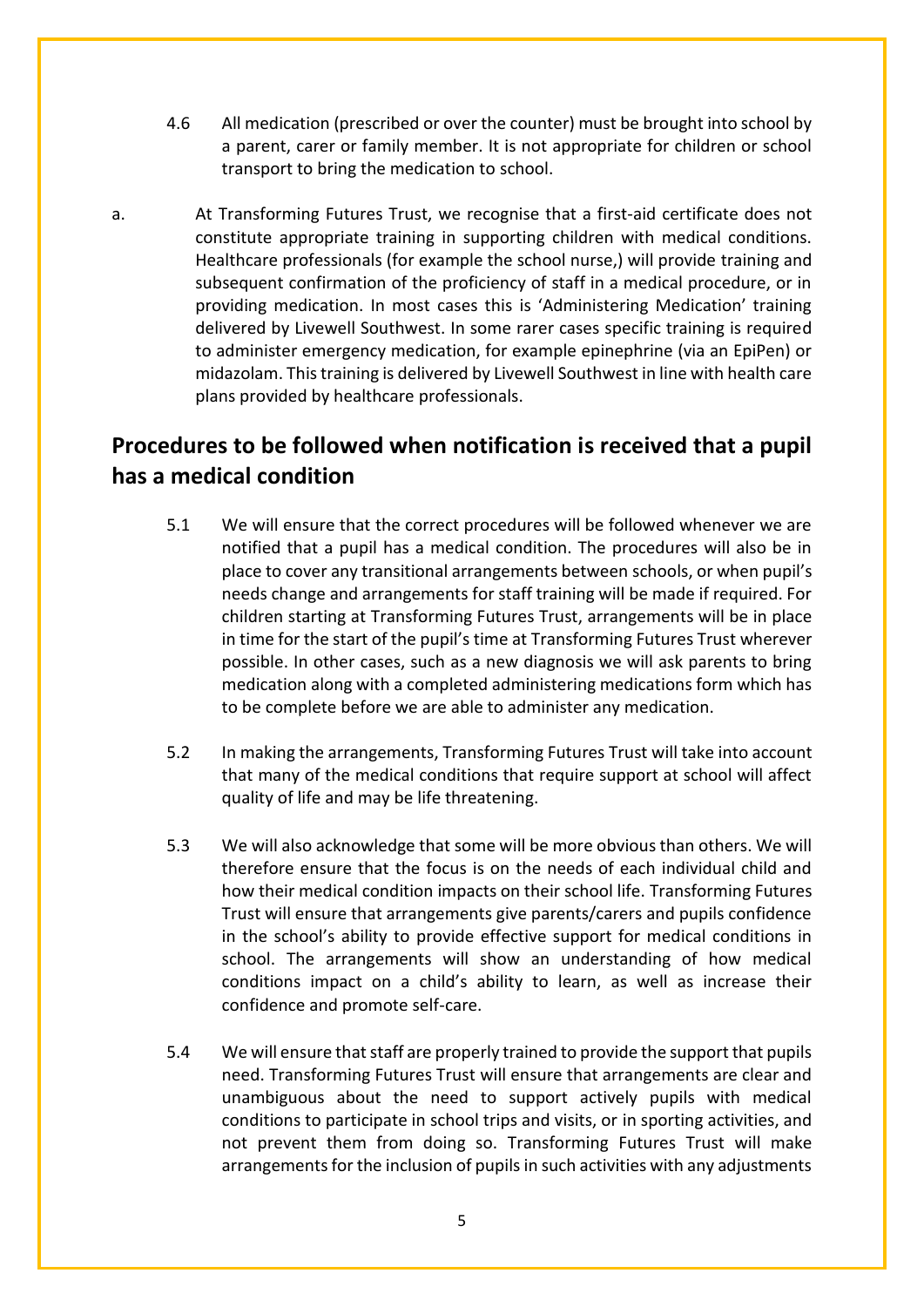4.6 All medication (prescribed or over the counter) must be brought into school by a parent, carer or family member. It is not appropriate for children or school transport to bring the medication to school.

a. At Transforming Futures Trust, we recognise that a first-aid certificate does not constitute appropriate training in supporting children with medical conditions. Healthcare professionals (for example the school nurse,) will provide training and subsequent confirmation of the proficiency of staff in a medical procedure, or in providing medication. In most cases this is 'Administering Medication' training delivered by Livewell Southwest. In some rarer cases specific training is required to administer emergency medication, for example epinephrine (via an EpiPen) or midazolam. This training is delivered by Livewell Southwest in line with health care plans provided by healthcare professionals.

## Procedures to be followed when notification is received that a pupil has a medical condition

5.1 We will ensure that the correct procedures will be followed whenever we are notified that a pupil has a medical condition. The procedures will also be in place to cover any transitional arrangements between schools, or when pupil's needs change and arrangements for staff training will be made if required. For children starting at Transforming Futures Trust, arrangements will be in place in time for the start of the pupil's time at Transforming Futures Trust wherever possible. In other cases, such as a new diagnosis we will ask parents to bring medication along with a completed administering medications form which has to be complete before we are able to administer any medication.

5.2 In making the arrangements, Transforming Futures Trust will take into account that many of the medical conditions that require support at school will affect quality of life and may be life threatening.

5.3 We will also acknowledge that some will be more obvious than others. We will therefore ensure that the focus is on the needs of each individual child and how their medical condition impacts on their school life. Transforming Futures Trust will ensure that arrangements give parents/carers and pupils confidence in the school's ability to provide effective support for medical conditions in school. The arrangements will show an understanding of how medical conditions impact on a child's ability to learn, as well as increase their confidence and promote self-care.

5.4 We will ensure that staff are properly trained to provide the support that pupils need. Transforming Futures Trust will ensure that arrangements are clear and unambiguous about the need to support actively pupils with medical conditions to participate in school trips and visits, or in sporting activities, and not prevent them from doing so. Transforming Futures Trust will make arrangements for the inclusion of pupils in such activities with any adjustments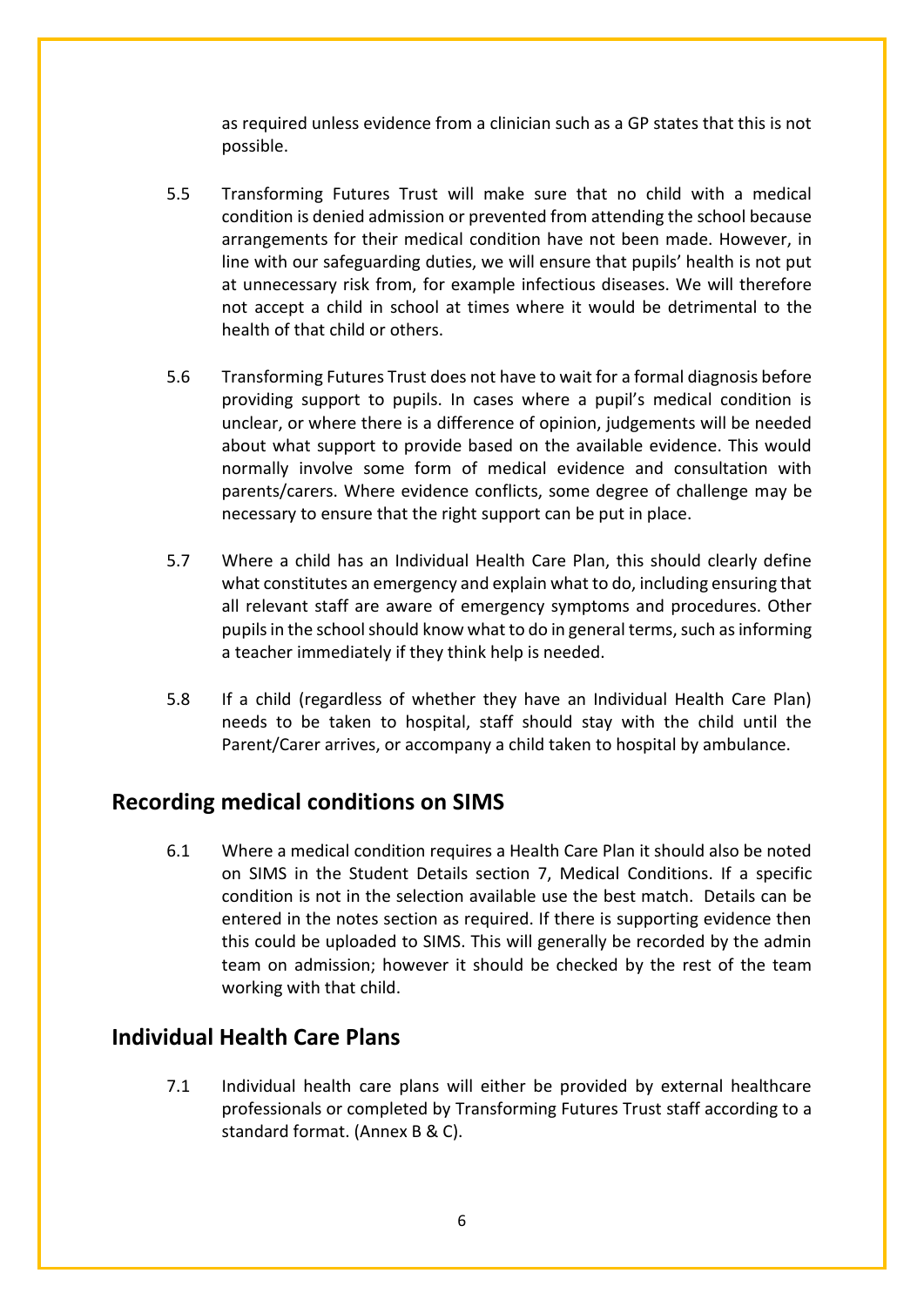as required unless evidence from a clinician such as a GP states that this is not possible.

5.5 Transforming Futures Trust will make sure that no child with a medical condition is denied admission or prevented from attending the school because arrangements for their medical condition have not been made. However, in line with our safeguarding duties, we will ensure that pupils' health is not put at unnecessary risk from, for example infectious diseases. We will therefore not accept a child in school at times where it would be detrimental to the health of that child or others.

5.6 Transforming Futures Trust does not have to wait for a formal diagnosis before providing support to pupils. In cases where a pupil's medical condition is unclear, or where there is a difference of opinion, judgements will be needed about what support to provide based on the available evidence. This would normally involve some form of medical evidence and consultation with parents/carers. Where evidence conflicts, some degree of challenge may be necessary to ensure that the right support can be put in place.

5.7 Where a child has an Individual Health Care Plan, this should clearly define what constitutes an emergency and explain what to do, including ensuring that all relevant staff are aware of emergency symptoms and procedures. Other pupils in the school should know what to do in general terms, such as informing a teacher immediately if they think help is needed.

5.8 If a child (regardless of whether they have an Individual Health Care Plan) needs to be taken to hospital, staff should stay with the child until the Parent/Carer arrives, or accompany a child taken to hospital by ambulance.

## Recording medical conditions on SIMS

6.1 Where a medical condition requires a Health Care Plan it should also be noted on SIMS in the Student Details section 7, Medical Conditions. If a specific condition is not in the selection available use the best match. Details can be entered in the notes section as required. If there is supporting evidence then this could be uploaded to SIMS. This will generally be recorded by the admin team on admission; however it should be checked by the rest of the team working with that child.

## Individual Health Care Plans

7.1 Individual health care plans will either be provided by external healthcare professionals or completed by Transforming Futures Trust staff according to a standard format. (Annex B & C).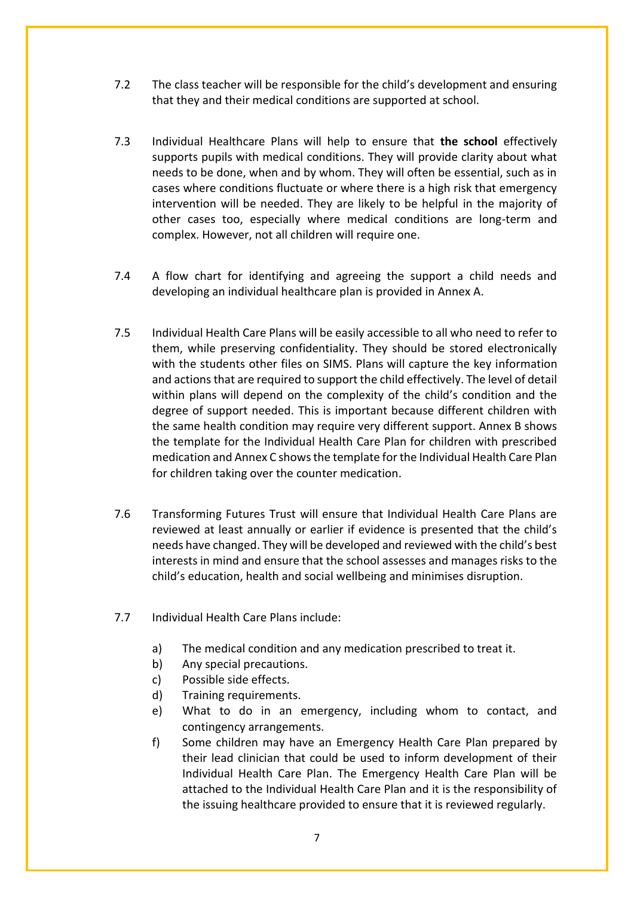7.2 The class teacher will be responsible for the child's development and ensuring that they and their medical conditions are supported at school.

7.3 Individual Healthcare Plans will help to ensure that **the school** effectively supports pupils with medical conditions. They will provide clarity about what needs to be done, when and by whom. They will often be essential, such as in cases where conditions fluctuate or where there is a high risk that emergency intervention will be needed. They are likely to be helpful in the majority of other cases too, especially where medical conditions are long-term and complex. However, not all children will require one.

7.4 A flow chart for identifying and agreeing the support a child needs and developing an individual healthcare plan is provided in Annex A.

7.5 Individual Health Care Plans will be easily accessible to all who need to refer to them, while preserving confidentiality. They should be stored electronically with the students other files on SIMS. Plans will capture the key information and actions that are required to support the child effectively. The level of detail within plans will depend on the complexity of the child's condition and the degree of support needed. This is important because different children with the same health condition may require very different support. Annex B shows the template for the Individual Health Care Plan for children with prescribed medication and Annex C shows the template for the Individual Health Care Plan for children taking over the counter medication.

7.6 Transforming Futures Trust will ensure that Individual Health Care Plans are reviewed at least annually or earlier if evidence is presented that the child's needs have changed. They will be developed and reviewed with the child's best interests in mind and ensure that the school assesses and manages risks to the child's education, health and social wellbeing and minimises disruption.

7.7 Individual Health Care Plans include:

a) The medical condition and any medication prescribed to treat it.
b) Any special precautions.
c) Possible side effects.
d) Training requirements.
e) What to do in an emergency, including whom to contact, and contingency arrangements.
f) Some children may have an Emergency Health Care Plan prepared by their lead clinician that could be used to inform development of their Individual Health Care Plan. The Emergency Health Care Plan will be attached to the Individual Health Care Plan and it is the responsibility of the issuing healthcare provided to ensure that it is reviewed regularly.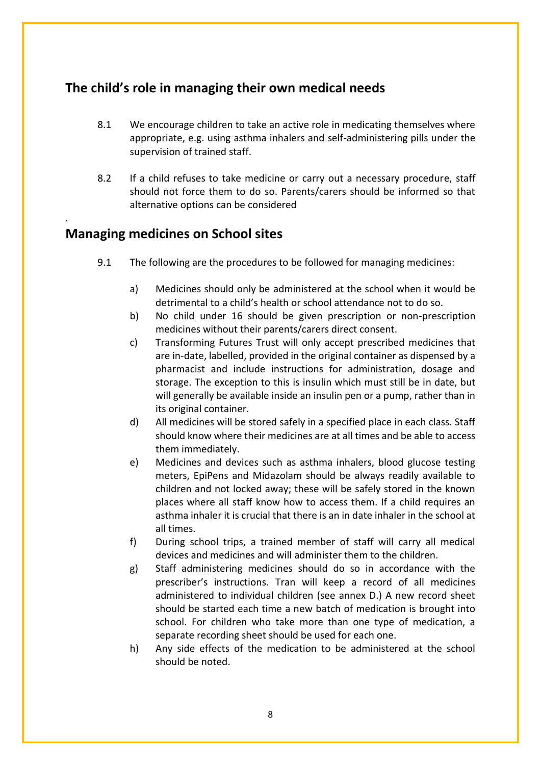## The child's role in managing their own medical needs

8.1 We encourage children to take an active role in medicating themselves where appropriate, e.g. using asthma inhalers and self-administering pills under the supervision of trained staff.

8.2 If a child refuses to take medicine or carry out a necessary procedure, staff should not force them to do so. Parents/carers should be informed so that alternative options can be considered

.

## Managing medicines on School sites

9.1 The following are the procedures to be followed for managing medicines:

a) Medicines should only be administered at the school when it would be detrimental to a child's health or school attendance not to do so.

b) No child under 16 should be given prescription or non-prescription medicines without their parents/carers direct consent.

c) Transforming Futures Trust will only accept prescribed medicines that are in-date, labelled, provided in the original container as dispensed by a pharmacist and include instructions for administration, dosage and storage. The exception to this is insulin which must still be in date, but will generally be available inside an insulin pen or a pump, rather than in its original container.

d) All medicines will be stored safely in a specified place in each class. Staff should know where their medicines are at all times and be able to access them immediately.

e) Medicines and devices such as asthma inhalers, blood glucose testing meters, EpiPens and Midazolam should be always readily available to children and not locked away; these will be safely stored in the known places where all staff know how to access them. If a child requires an asthma inhaler it is crucial that there is an in date inhaler in the school at all times.

f) During school trips, a trained member of staff will carry all medical devices and medicines and will administer them to the children.

g) Staff administering medicines should do so in accordance with the prescriber's instructions. Tran will keep a record of all medicines administered to individual children (see annex D.) A new record sheet should be started each time a new batch of medication is brought into school. For children who take more than one type of medication, a separate recording sheet should be used for each one.

h) Any side effects of the medication to be administered at the school should be noted.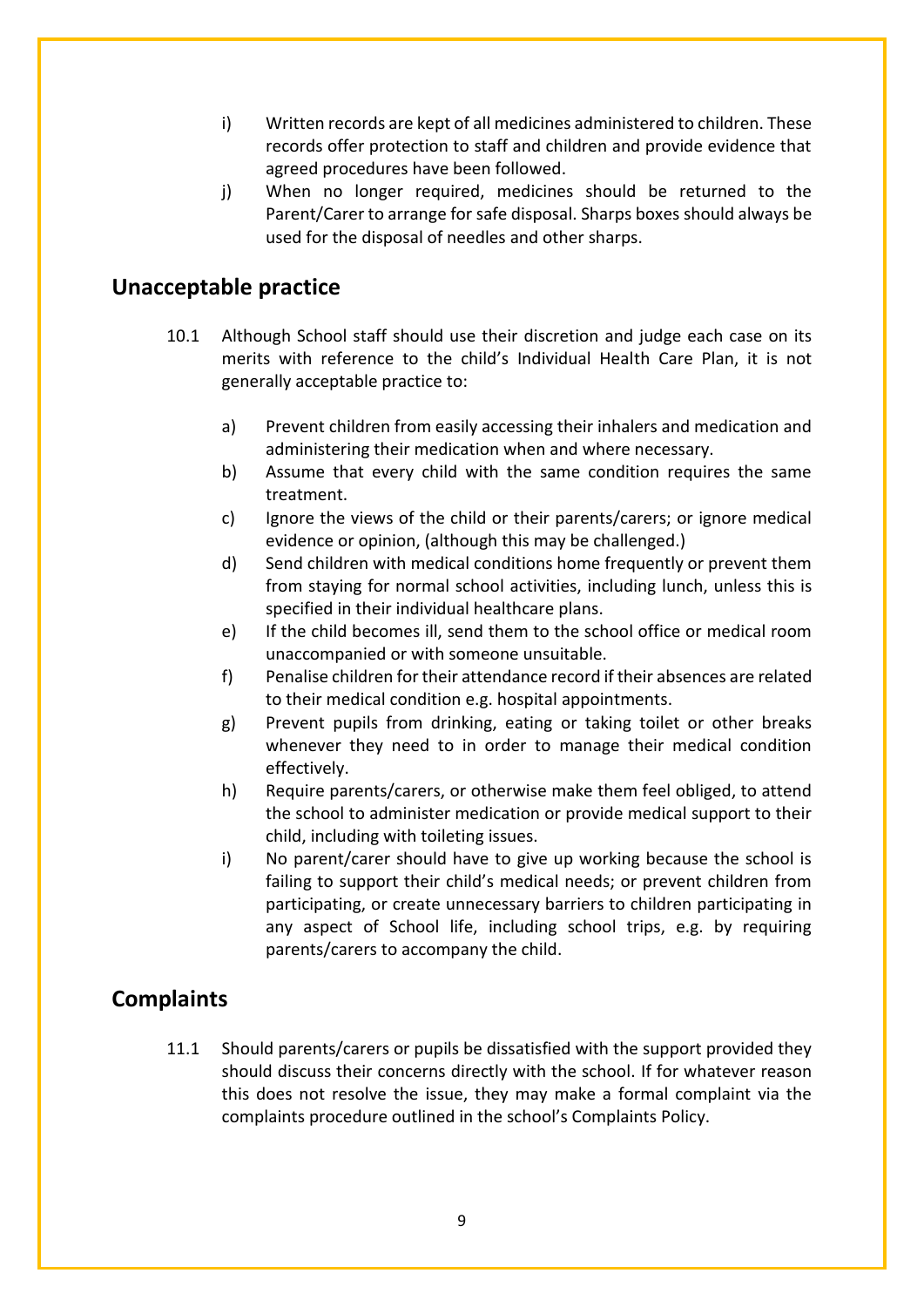i) Written records are kept of all medicines administered to children. These records offer protection to staff and children and provide evidence that agreed procedures have been followed.

j) When no longer required, medicines should be returned to the Parent/Carer to arrange for safe disposal. Sharps boxes should always be used for the disposal of needles and other sharps.

## Unacceptable practice

10.1 Although School staff should use their discretion and judge each case on its merits with reference to the child's Individual Health Care Plan, it is not generally acceptable practice to:

a) Prevent children from easily accessing their inhalers and medication and administering their medication when and where necessary.

b) Assume that every child with the same condition requires the same treatment.

c) Ignore the views of the child or their parents/carers; or ignore medical evidence or opinion, (although this may be challenged.)

d) Send children with medical conditions home frequently or prevent them from staying for normal school activities, including lunch, unless this is specified in their individual healthcare plans.

e) If the child becomes ill, send them to the school office or medical room unaccompanied or with someone unsuitable.

f) Penalise children for their attendance record if their absences are related to their medical condition e.g. hospital appointments.

g) Prevent pupils from drinking, eating or taking toilet or other breaks whenever they need to in order to manage their medical condition effectively.

h) Require parents/carers, or otherwise make them feel obliged, to attend the school to administer medication or provide medical support to their child, including with toileting issues.

i) No parent/carer should have to give up working because the school is failing to support their child's medical needs; or prevent children from participating, or create unnecessary barriers to children participating in any aspect of School life, including school trips, e.g. by requiring parents/carers to accompany the child.

## Complaints

11.1 Should parents/carers or pupils be dissatisfied with the support provided they should discuss their concerns directly with the school. If for whatever reason this does not resolve the issue, they may make a formal complaint via the complaints procedure outlined in the school's Complaints Policy.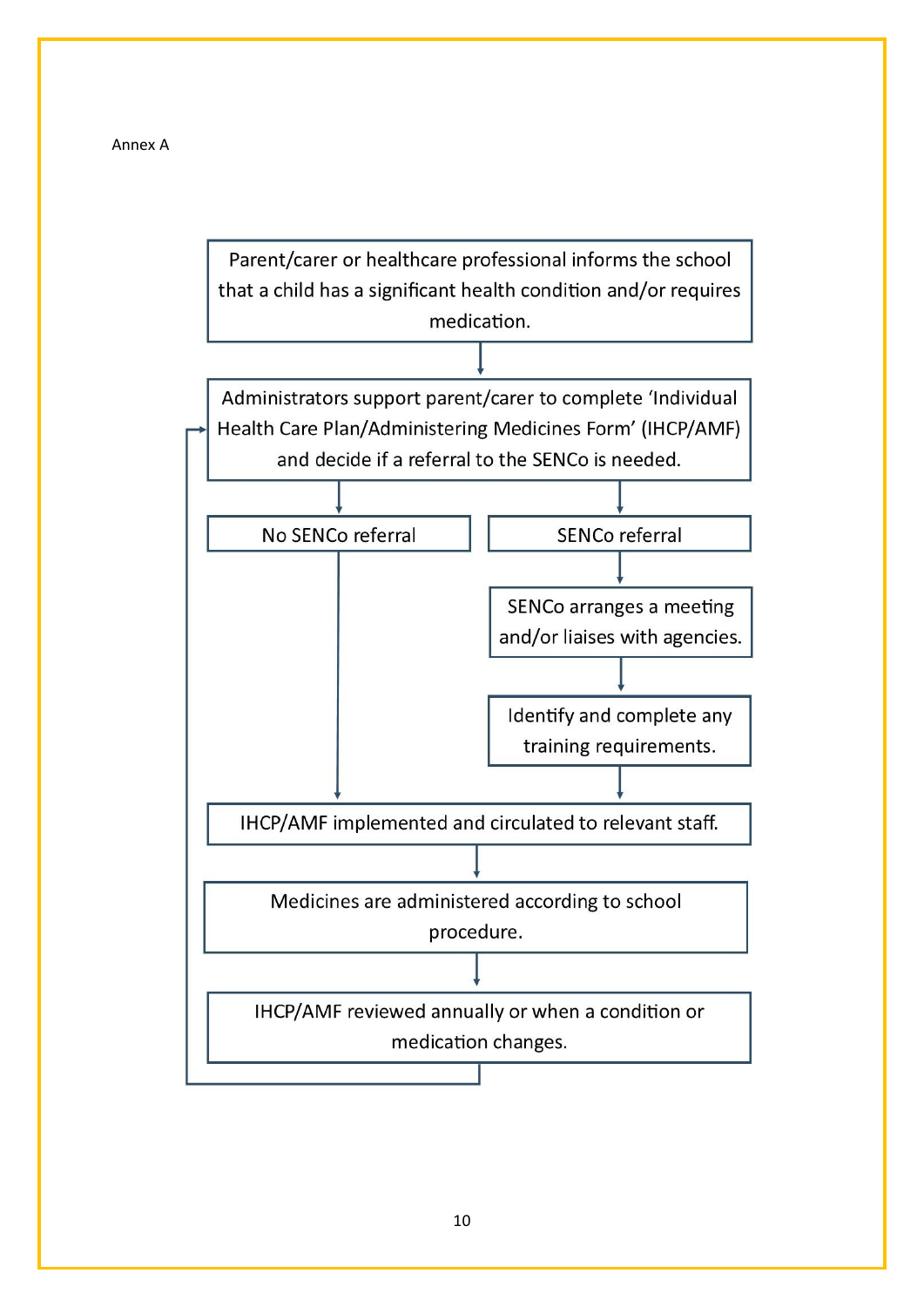Annex A

Parent/carer or healthcare professional informs the school that a child has a significant health condition and/or requires medication.

↓

Administrators support parent/carer to complete 'Individual Health Care Plan/Administering Medicines Form' (IHCP/AMF) and decide if a referral to the SENCo is needed.

↓

- No SENCo referral
  - ↓ IHCP/AMF implemented and circulated to relevant staff.
- SENCo referral
  - ↓ SENCo arranges a meeting and/or liaises with agencies.
  - ↓ Identify and complete any training requirements.
  - ↓ IHCP/AMF implemented and circulated to relevant staff.

IHCP/AMF implemented and circulated to relevant staff.

↓

Medicines are administered according to school procedure.

↓

IHCP/AMF reviewed annually or when a condition or medication changes.

↓ (returns to: Administrators support parent/carer to complete 'Individual Health Care Plan/Administering Medicines Form' (IHCP/AMF) and decide if a referral to the SENCo is needed.)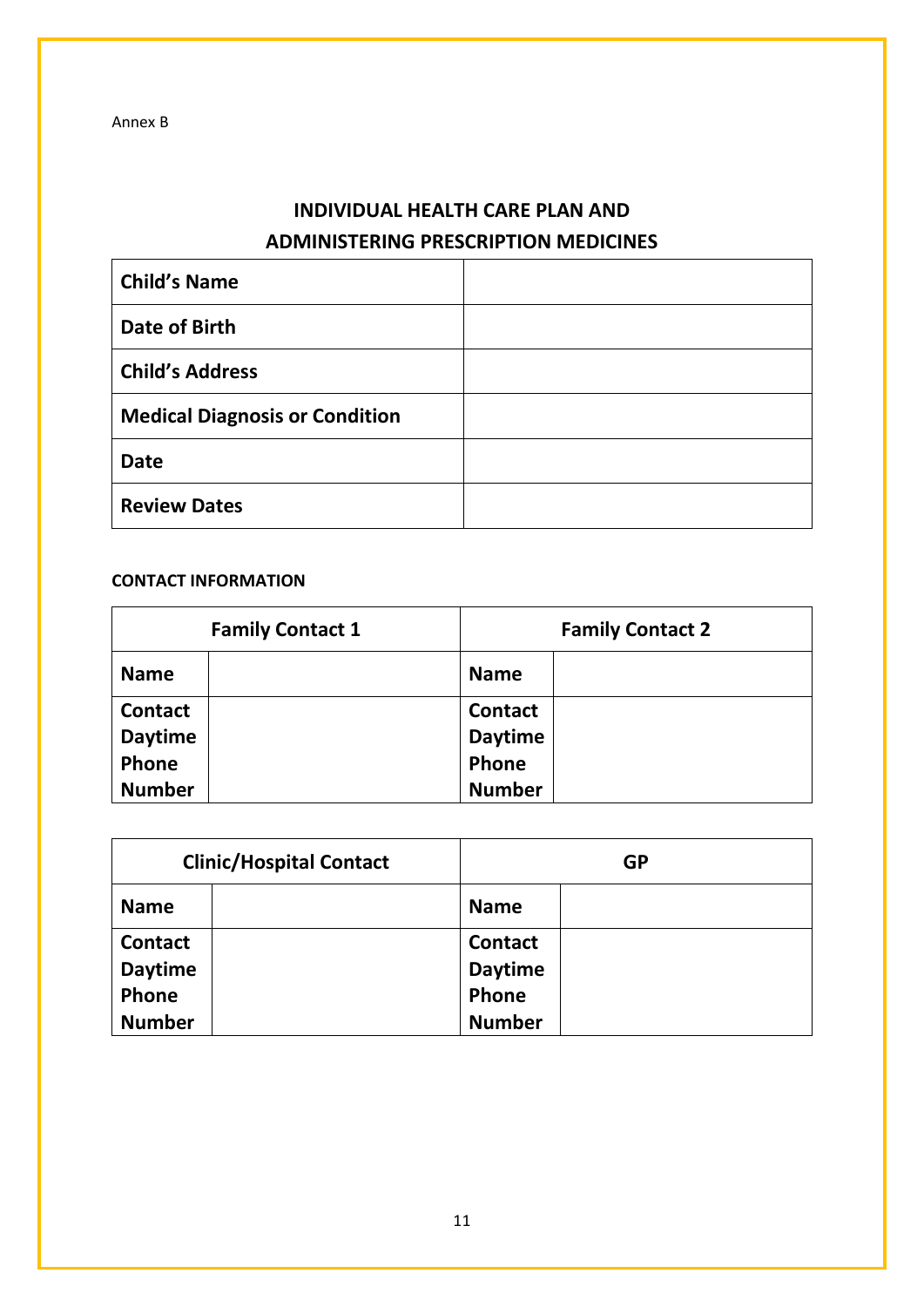Annex B

## INDIVIDUAL HEALTH CARE PLAN AND ADMINISTERING PRESCRIPTION MEDICINES

| | |
|---|---|
| **Child's Name** | |
| **Date of Birth** | |
| **Child's Address** | |
| **Medical Diagnosis or Condition** | |
| **Date** | |
| **Review Dates** | |

**CONTACT INFORMATION**

| **Family Contact 1** | | **Family Contact 2** | |
|---|---|---|---|
| **Name** | | **Name** | |
| **Contact Daytime Phone Number** | | **Contact Daytime Phone Number** | |

| **Clinic/Hospital Contact** | | **GP** | |
|---|---|---|---|
| **Name** | | **Name** | |
| **Contact Daytime Phone Number** | | **Contact Daytime Phone Number** | |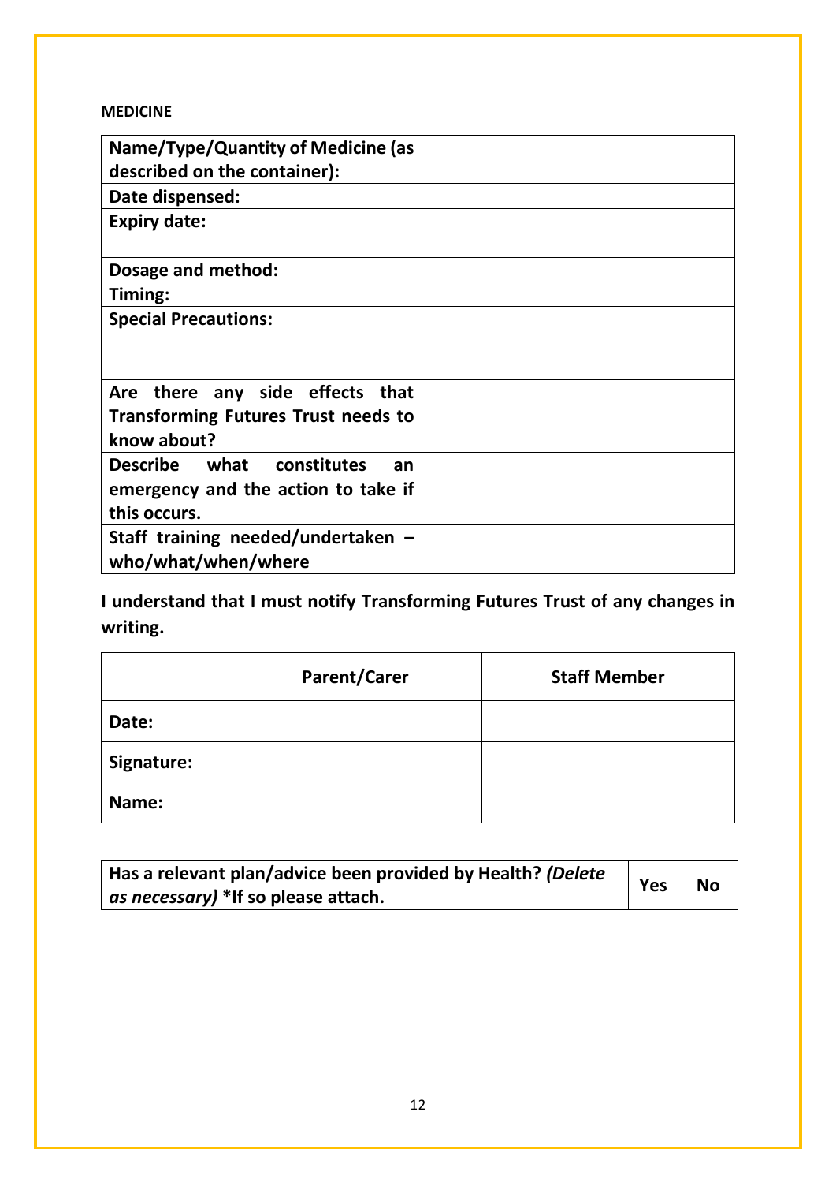**MEDICINE**

| | |
|---|---|
| **Name/Type/Quantity of Medicine (as described on the container):** | |
| **Date dispensed:** | |
| **Expiry date:** | |
| **Dosage and method:** | |
| **Timing:** | |
| **Special Precautions:** | |
| **Are there any side effects that Transforming Futures Trust needs to know about?** | |
| **Describe what constitutes an emergency and the action to take if this occurs.** | |
| **Staff training needed/undertaken – who/what/when/where** | |

**I understand that I must notify Transforming Futures Trust of any changes in writing.**

| | **Parent/Carer** | **Staff Member** |
|---|---|---|
| **Date:** | | |
| **Signature:** | | |
| **Name:** | | |

| | | |
|---|---|---|
| **Has a relevant plan/advice been provided by Health?** ***(Delete as necessary)*** **\*If so please attach.** | **Yes** | **No** |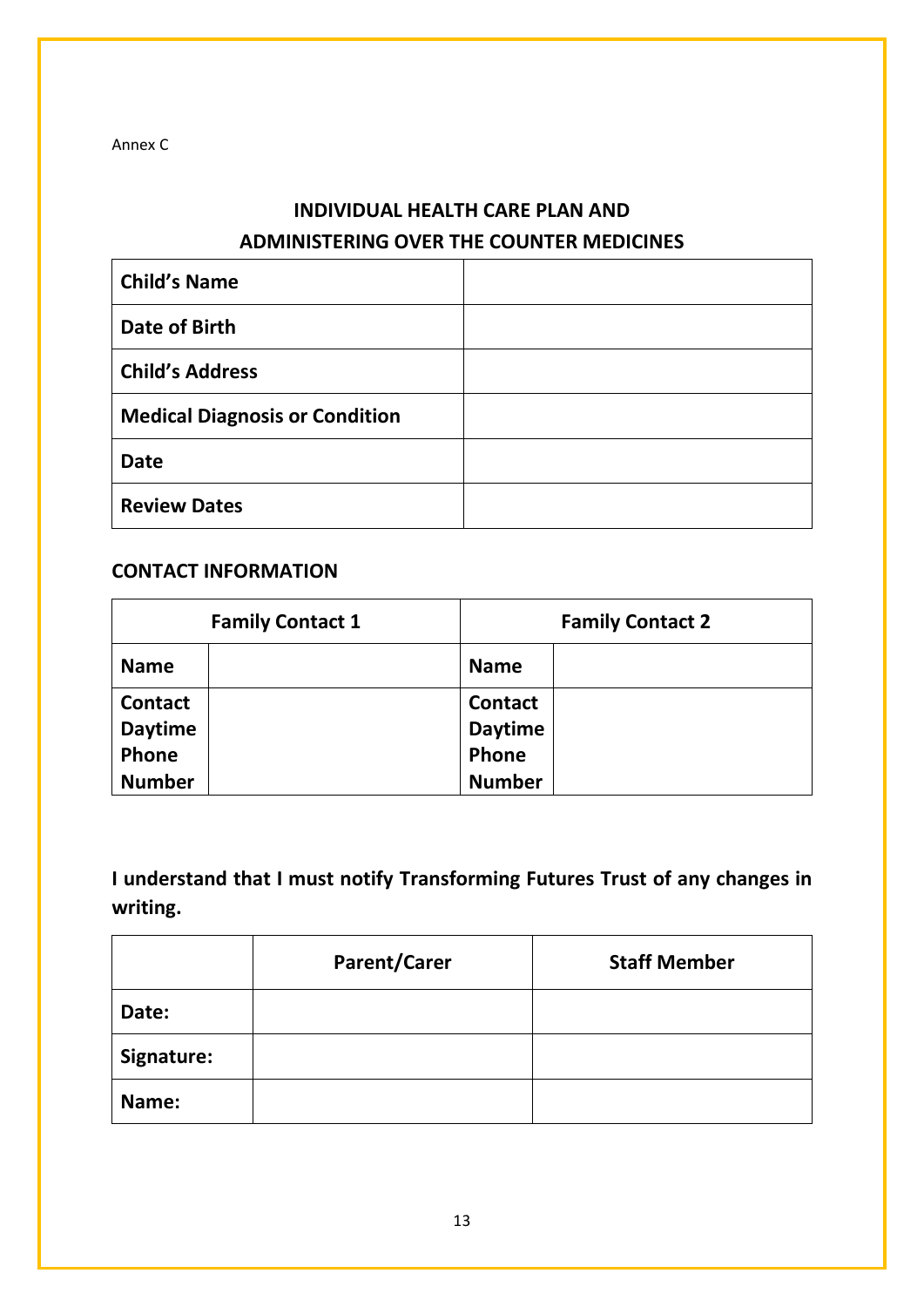Annex C

## INDIVIDUAL HEALTH CARE PLAN AND ADMINISTERING OVER THE COUNTER MEDICINES

| **Child's Name** | |
|---|---|
| **Date of Birth** | |
| **Child's Address** | |
| **Medical Diagnosis or Condition** | |
| **Date** | |
| **Review Dates** | |

### CONTACT INFORMATION

| **Family Contact 1** | | **Family Contact 2** | |
|---|---|---|---|
| **Name** | | **Name** | |
| **Contact Daytime Phone Number** | | **Contact Daytime Phone Number** | |

**I understand that I must notify Transforming Futures Trust of any changes in writing.**

| | **Parent/Carer** | **Staff Member** |
|---|---|---|
| **Date:** | | |
| **Signature:** | | |
| **Name:** | | |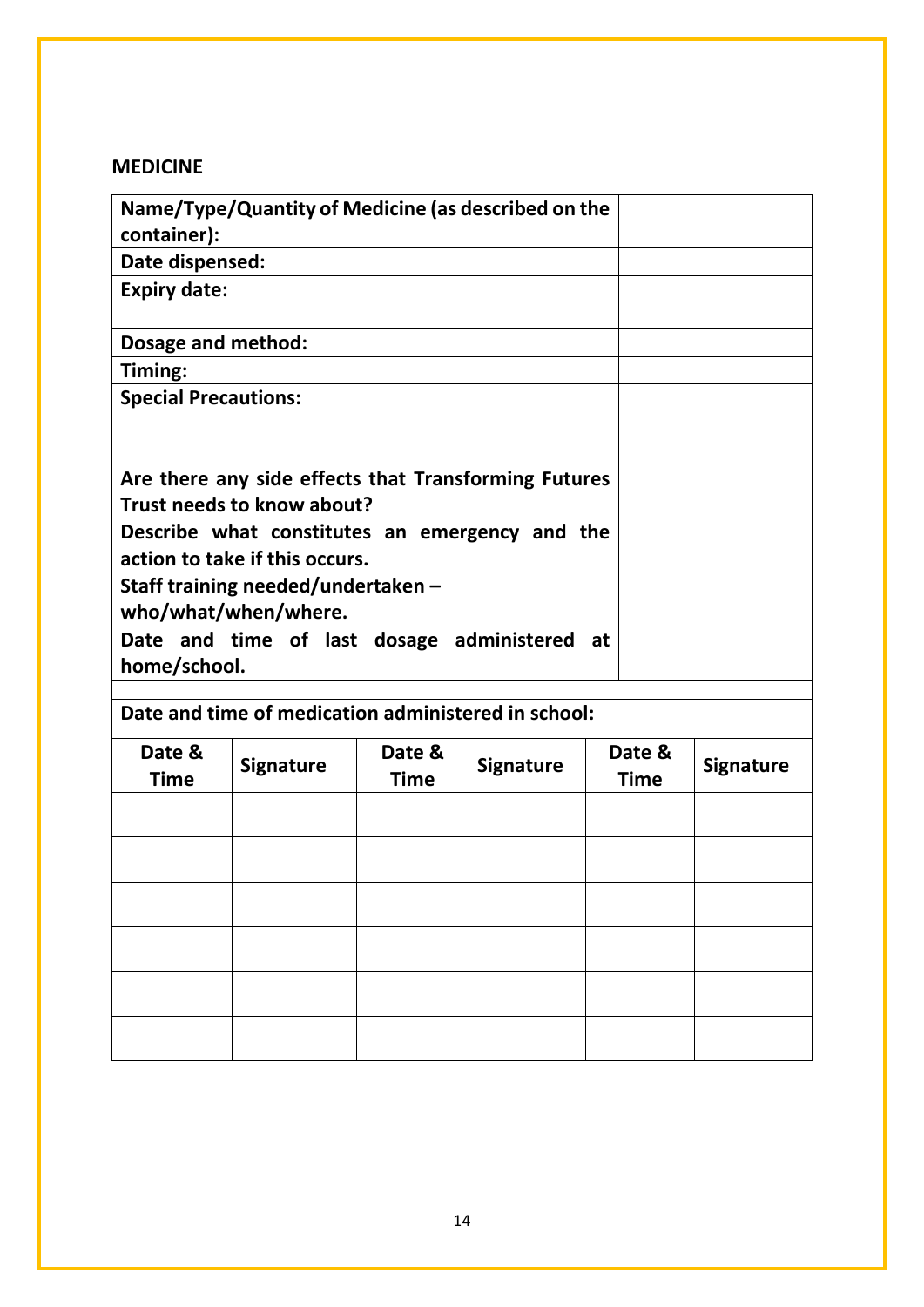**MEDICINE**

| Name/Type/Quantity of Medicine (as described on the container): | |
|---|---|
| Date dispensed: | |
| Expiry date: | |
| Dosage and method: | |
| Timing: | |
| Special Precautions: | |
| Are there any side effects that Transforming Futures Trust needs to know about? | |
| Describe what constitutes an emergency and the action to take if this occurs. | |
| Staff training needed/undertaken – who/what/when/where. | |
| Date and time of last dosage administered at home/school. | |

**Date and time of medication administered in school:**

| Date & Time | Signature | Date & Time | Signature | Date & Time | Signature |
|---|---|---|---|---|---|
| | | | | | |
| | | | | | |
| | | | | | |
| | | | | | |
| | | | | | |
| | | | | | |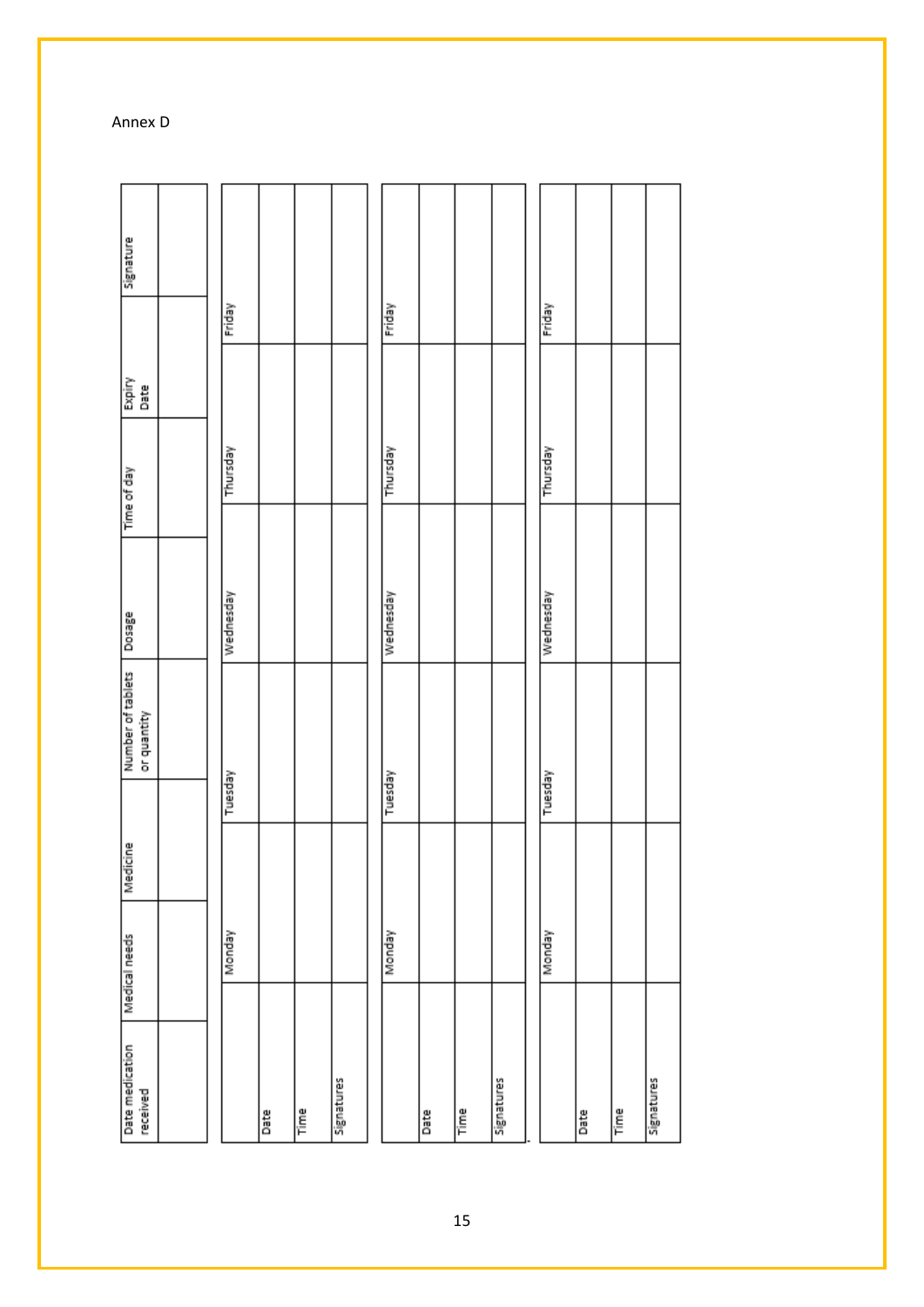Annex D

| Date medication received | Medical needs | Medicine | Number of tablets or quantity | Dosage | Time of day | Expiry Date | Signature |
|---|---|---|---|---|---|---|---|
| | | | | | | | |

| | Monday | Tuesday | Wednesday | Thursday | Friday |
|---|---|---|---|---|---|
| Date | | | | | |
| Time | | | | | |
| Signatures | | | | | |

| | Monday | Tuesday | Wednesday | Thursday | Friday |
|---|---|---|---|---|---|
| Date | | | | | |
| Time | | | | | |
| Signatures | | | | | |

| | Monday | Tuesday | Wednesday | Thursday | Friday |
|---|---|---|---|---|---|
| Date | | | | | |
| Time | | | | | |
| Signatures | | | | | |